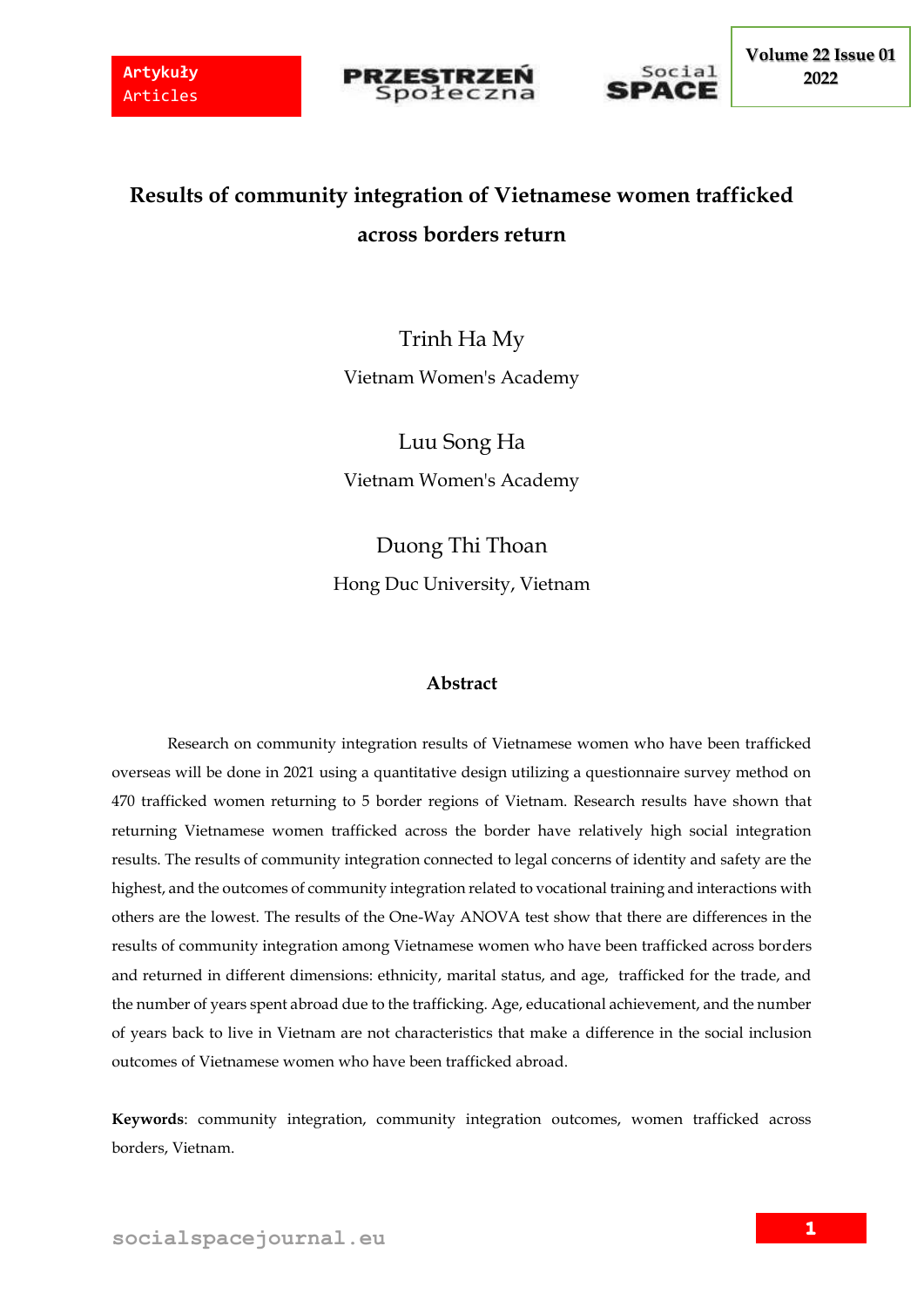# Results of community integration of Vietnamese women trafficked across borders return

Trinh Ha My

Vietnam Women's Academy

Luu Song Ha

Vietnam Women's Academy

Duong Thi Thoan

Hong Duc University, Vietnam

## Abstract

Research on community integration results of Vietnamese women who have been trafficked overseas will be done in 2021 using a quantitative design utilizing a questionnaire survey method on 470 trafficked women returning to 5 border regions of Vietnam. Research results have shown that returning Vietnamese women trafficked across the border have relatively high social integration results. The results of community integration connected to legal concerns of identity and safety are the highest, and the outcomes of community integration related to vocational training and interactions with others are the lowest. The results of the One-Way ANOVA test show that there are differences in the results of community integration among Vietnamese women who have been trafficked across borders and returned in different dimensions: ethnicity, marital status, and age, trafficked for the trade, and the number of years spent abroad due to the trafficking. Age, educational achievement, and the number of years back to live in Vietnam are not characteristics that make a difference in the social inclusion outcomes of Vietnamese women who have been trafficked abroad.

**Keywords**: community integration, community integration outcomes, women trafficked across borders, Vietnam.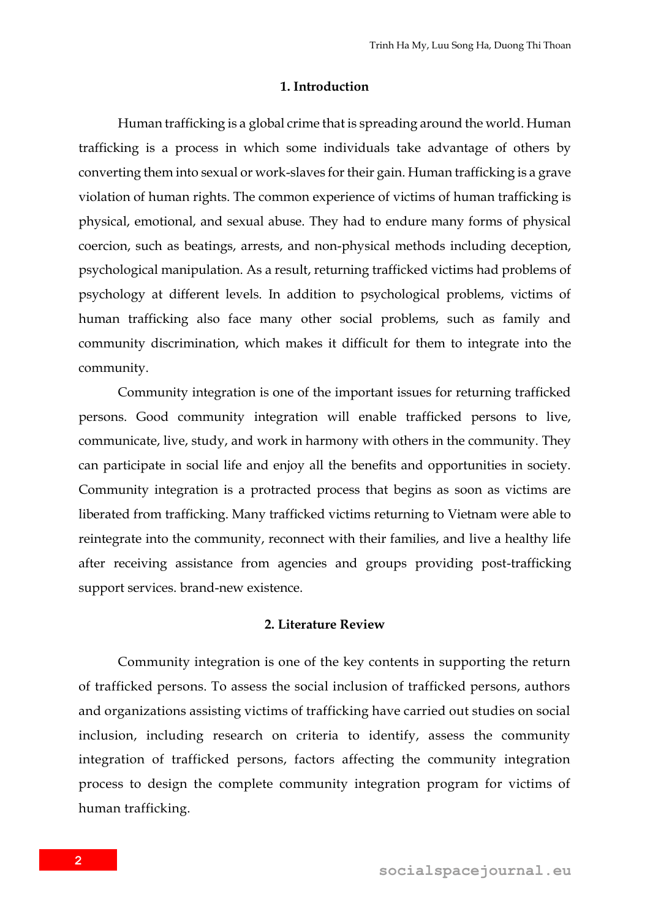## 1. Introduction

Human trafficking is a global crime that is spreading around the world. Human trafficking is a process in which some individuals take advantage of others by converting them into sexual or work-slaves for their gain. Human trafficking is a grave violation of human rights. The common experience of victims of human trafficking is physical, emotional, and sexual abuse. They had to endure many forms of physical coercion, such as beatings, arrests, and non-physical methods including deception, psychological manipulation. As a result, returning trafficked victims had problems of psychology at different levels. In addition to psychological problems, victims of human trafficking also face many other social problems, such as family and community discrimination, which makes it difficult for them to integrate into the community.

Community integration is one of the important issues for returning trafficked persons. Good community integration will enable trafficked persons to live, communicate, live, study, and work in harmony with others in the community. They can participate in social life and enjoy all the benefits and opportunities in society. Community integration is a protracted process that begins as soon as victims are liberated from trafficking. Many trafficked victims returning to Vietnam were able to reintegrate into the community, reconnect with their families, and live a healthy life after receiving assistance from agencies and groups providing post-trafficking support services. brand-new existence.

## 2. Literature Review

Community integration is one of the key contents in supporting the return of trafficked persons. To assess the social inclusion of trafficked persons, authors and organizations assisting victims of trafficking have carried out studies on social inclusion, including research on criteria to identify, assess the community integration of trafficked persons, factors affecting the community integration process to design the complete community integration program for victims of human trafficking.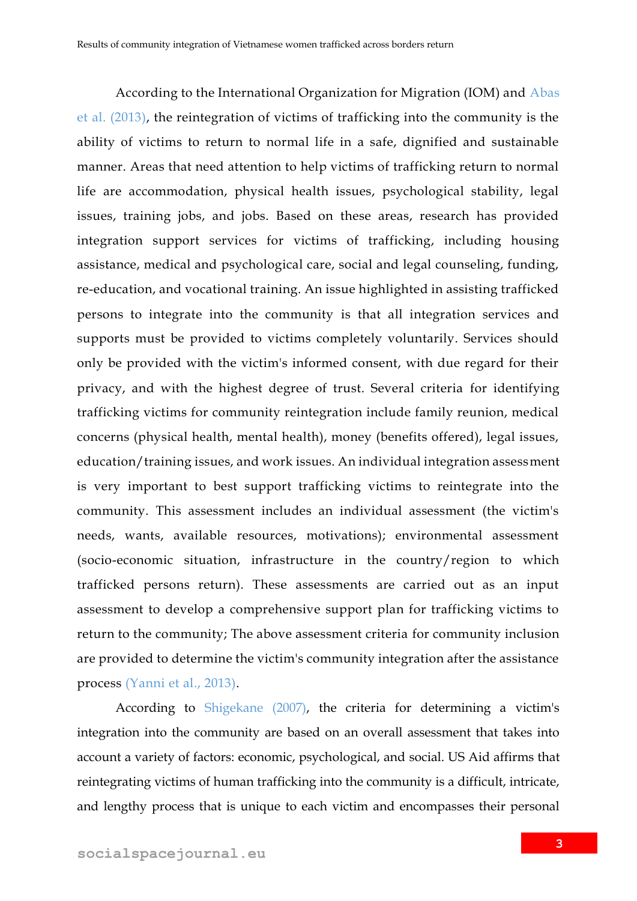According to the International Organization for Migration (IOM) and Abas et al. (2013), the reintegration of victims of trafficking into the community is the ability of victims to return to normal life in a safe, dignified and sustainable manner. Areas that need attention to help victims of trafficking return to normal life are accommodation, physical health issues, psychological stability, legal issues, training jobs, and jobs. Based on these areas, research has provided integration support services for victims of trafficking, including housing assistance, medical and psychological care, social and legal counseling, funding, re-education, and vocational training. An issue highlighted in assisting trafficked persons to integrate into the community is that all integration services and supports must be provided to victims completely voluntarily. Services should only be provided with the victim's informed consent, with due regard for their privacy, and with the highest degree of trust. Several criteria for identifying trafficking victims for community reintegration include family reunion, medical concerns (physical health, mental health), money (benefits offered), legal issues, education/training issues, and work issues. An individual integration assessment is very important to best support trafficking victims to reintegrate into the community. This assessment includes an individual assessment (the victim's needs, wants, available resources, motivations); environmental assessment (socio-economic situation, infrastructure in the country/region to which trafficked persons return). These assessments are carried out as an input assessment to develop a comprehensive support plan for trafficking victims to return to the community; The above assessment criteria for community inclusion are provided to determine the victim's community integration after the assistance process (Yanni et al., 2013).

According to Shigekane (2007), the criteria for determining a victim's integration into the community are based on an overall assessment that takes into account a variety of factors: economic, psychological, and social. US Aid affirms that reintegrating victims of human trafficking into the community is a difficult, intricate, and lengthy process that is unique to each victim and encompasses their personal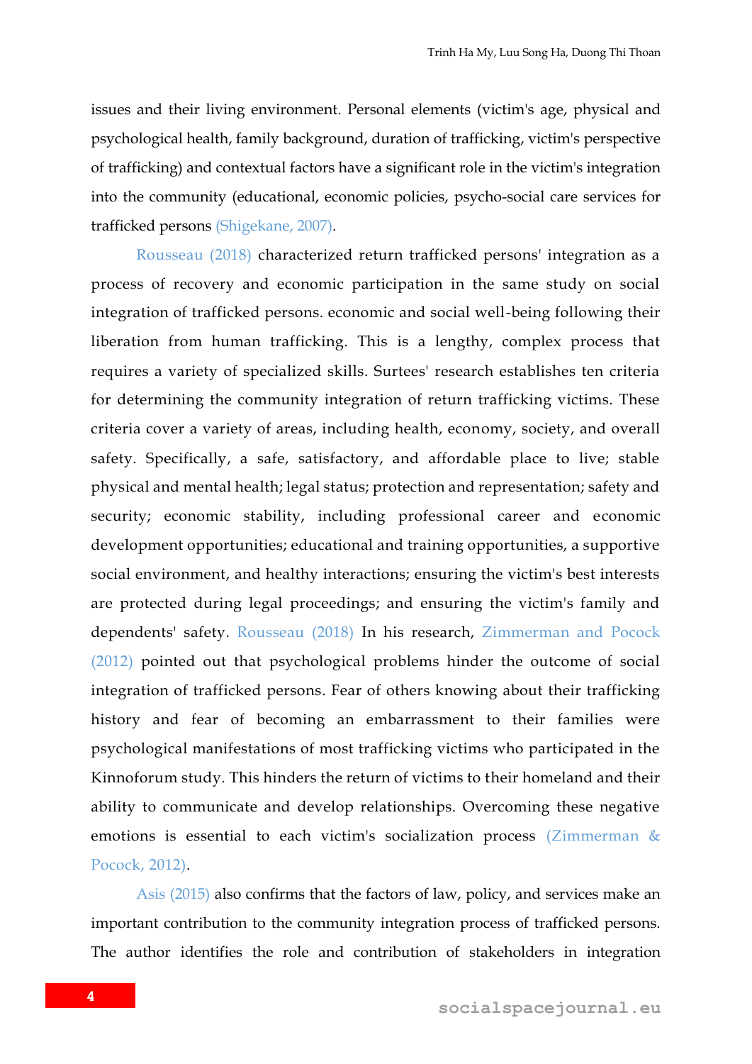issues and their living environment. Personal elements (victim's age, physical and psychological health, family background, duration of trafficking, victim's perspective of trafficking) and contextual factors have a significant role in the victim's integration into the community (educational, economic policies, psycho-social care services for trafficked persons (Shigekane, 2007).

Rousseau (2018) characterized return trafficked persons' integration as a process of recovery and economic participation in the same study on social integration of trafficked persons. economic and social well-being following their liberation from human trafficking. This is a lengthy, complex process that requires a variety of specialized skills. Surtees' research establishes ten criteria for determining the community integration of return trafficking victims. These criteria cover a variety of areas, including health, economy, society, and overall safety. Specifically, a safe, satisfactory, and affordable place to live; stable physical and mental health; legal status; protection and representation; safety and security; economic stability, including professional career and economic development opportunities; educational and training opportunities, a supportive social environment, and healthy interactions; ensuring the victim's best interests are protected during legal proceedings; and ensuring the victim's family and dependents' safety. Rousseau (2018) In his research, Zimmerman and Pocock (2012) pointed out that psychological problems hinder the outcome of social integration of trafficked persons. Fear of others knowing about their trafficking history and fear of becoming an embarrassment to their families were psychological manifestations of most trafficking victims who participated in the Kinnoforum study. This hinders the return of victims to their homeland and their ability to communicate and develop relationships. Overcoming these negative emotions is essential to each victim's socialization process (Zimmerman & Pocock, 2012).

Asis (2015) also confirms that the factors of law, policy, and services make an important contribution to the community integration process of trafficked persons. The author identifies the role and contribution of stakeholders in integration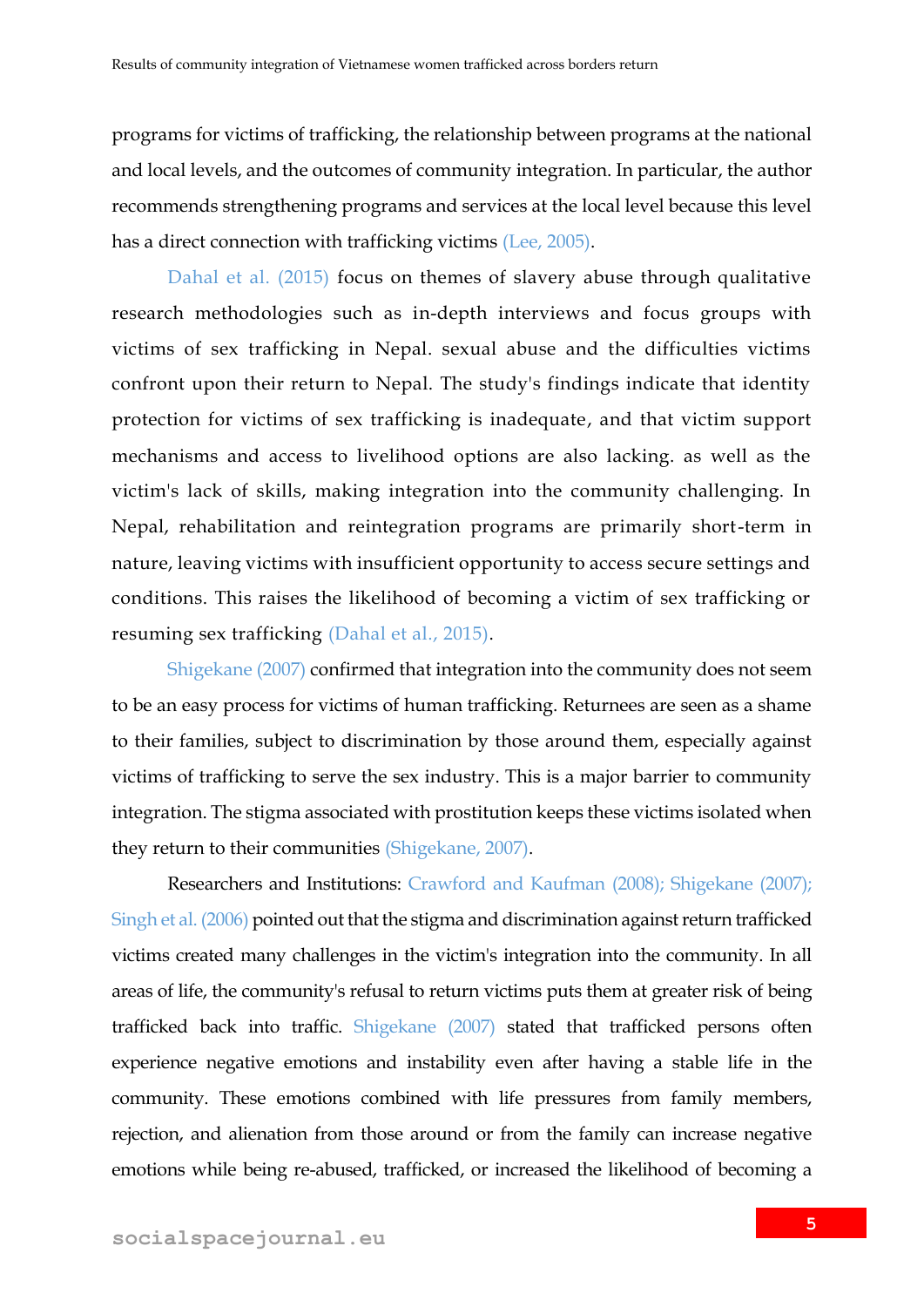programs for victims of trafficking, the relationship between programs at the national and local levels, and the outcomes of community integration. In particular, the author recommends strengthening programs and services at the local level because this level has a direct connection with trafficking victims (Lee, 2005).

Dahal et al. (2015) focus on themes of slavery abuse through qualitative research methodologies such as in-depth interviews and focus groups with victims of sex trafficking in Nepal. sexual abuse and the difficulties victims confront upon their return to Nepal. The study's findings indicate that identity protection for victims of sex trafficking is inadequate, and that victim support mechanisms and access to livelihood options are also lacking. as well as the victim's lack of skills, making integration into the community challenging. In Nepal, rehabilitation and reintegration programs are primarily short-term in nature, leaving victims with insufficient opportunity to access secure settings and conditions. This raises the likelihood of becoming a victim of sex trafficking or resuming sex trafficking (Dahal et al., 2015).

Shigekane (2007) confirmed that integration into the community does not seem to be an easy process for victims of human trafficking. Returnees are seen as a shame to their families, subject to discrimination by those around them, especially against victims of trafficking to serve the sex industry. This is a major barrier to community integration. The stigma associated with prostitution keeps these victims isolated when they return to their communities (Shigekane, 2007).

Researchers and Institutions: Crawford and Kaufman (2008); Shigekane (2007); Singh et al. (2006) pointed out that the stigma and discrimination against return trafficked victims created many challenges in the victim's integration into the community. In all areas of life, the community's refusal to return victims puts them at greater risk of being trafficked back into traffic. Shigekane (2007) stated that trafficked persons often experience negative emotions and instability even after having a stable life in the community. These emotions combined with life pressures from family members, rejection, and alienation from those around or from the family can increase negative emotions while being re-abused, trafficked, or increased the likelihood of becoming a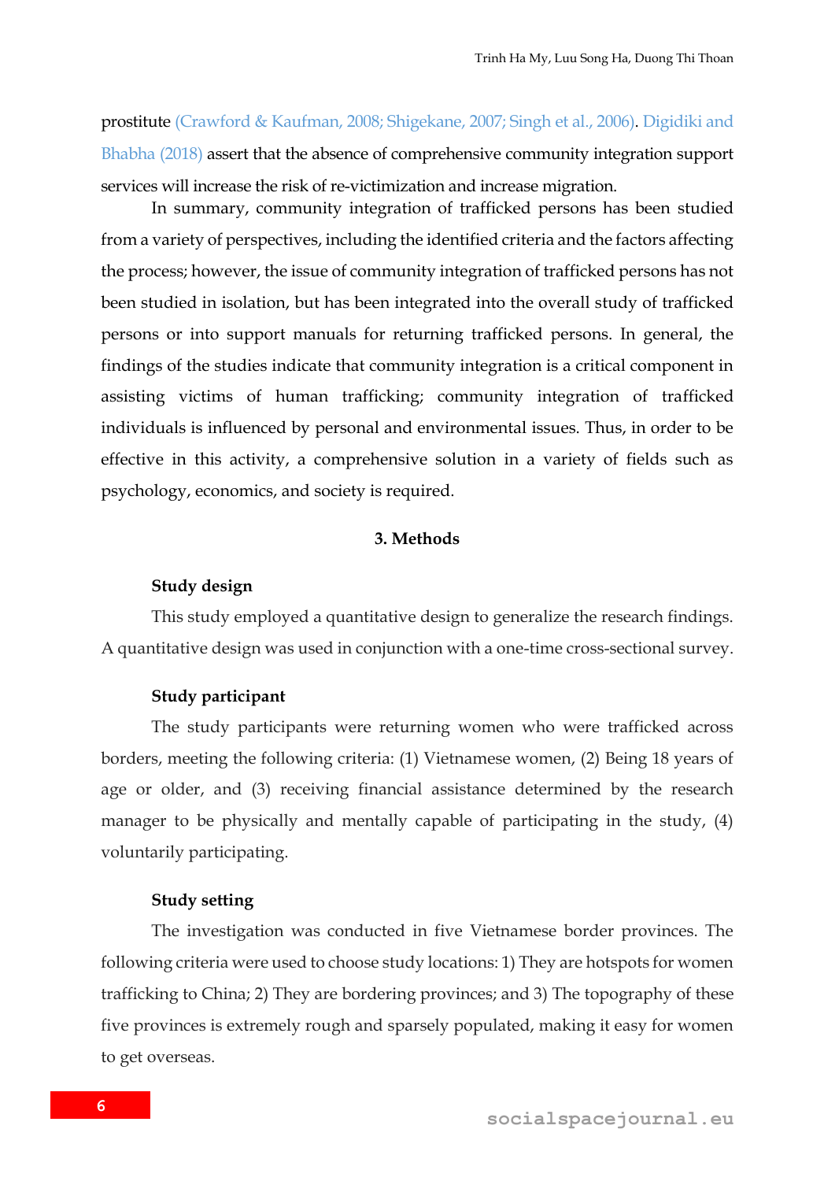prostitute (Crawford & Kaufman, 2008; Shigekane, 2007; Singh et al., 2006). Digidiki and Bhabha (2018) assert that the absence of comprehensive community integration support services will increase the risk of re-victimization and increase migration.

In summary, community integration of trafficked persons has been studied from a variety of perspectives, including the identified criteria and the factors affecting the process; however, the issue of community integration of trafficked persons has not been studied in isolation, but has been integrated into the overall study of trafficked persons or into support manuals for returning trafficked persons. In general, the findings of the studies indicate that community integration is a critical component in assisting victims of human trafficking; community integration of trafficked individuals is influenced by personal and environmental issues. Thus, in order to be effective in this activity, a comprehensive solution in a variety of fields such as psychology, economics, and society is required.

## 3. Methods

### Study design

This study employed a quantitative design to generalize the research findings. A quantitative design was used in conjunction with a one-time cross-sectional survey.

### Study participant

The study participants were returning women who were trafficked across borders, meeting the following criteria: (1) Vietnamese women, (2) Being 18 years of age or older, and (3) receiving financial assistance determined by the research manager to be physically and mentally capable of participating in the study, (4) voluntarily participating.

### Study setting

The investigation was conducted in five Vietnamese border provinces. The following criteria were used to choose study locations: 1) They are hotspots for women trafficking to China; 2) They are bordering provinces; and 3) The topography of these five provinces is extremely rough and sparsely populated, making it easy for women to get overseas.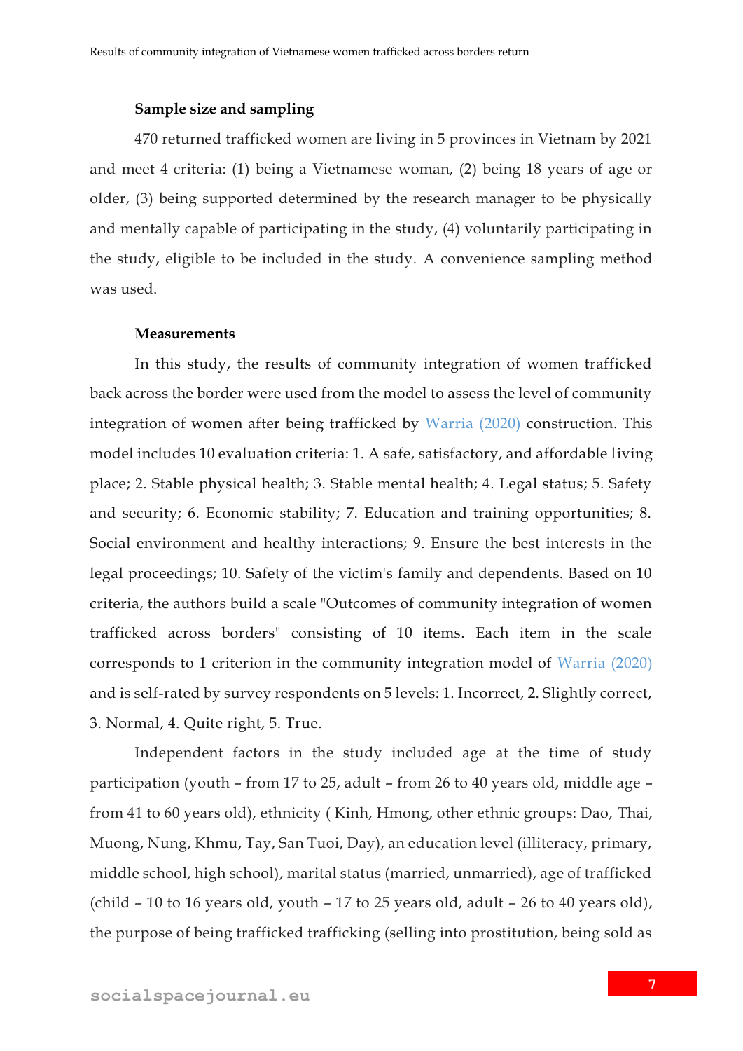### Sample size and sampling

470 returned trafficked women are living in 5 provinces in Vietnam by 2021 and meet 4 criteria: (1) being a Vietnamese woman, (2) being 18 years of age or older, (3) being supported determined by the research manager to be physically and mentally capable of participating in the study, (4) voluntarily participating in the study, eligible to be included in the study. A convenience sampling method was used.

### Measurements

In this study, the results of community integration of women trafficked back across the border were used from the model to assess the level of community integration of women after being trafficked by Warria (2020) construction. This model includes 10 evaluation criteria: 1. A safe, satisfactory, and affordable living place; 2. Stable physical health; 3. Stable mental health; 4. Legal status; 5. Safety and security; 6. Economic stability; 7. Education and training opportunities; 8. Social environment and healthy interactions; 9. Ensure the best interests in the legal proceedings; 10. Safety of the victim's family and dependents. Based on 10 criteria, the authors build a scale "Outcomes of community integration of women trafficked across borders" consisting of 10 items. Each item in the scale corresponds to 1 criterion in the community integration model of Warria (2020) and is self-rated by survey respondents on 5 levels: 1. Incorrect, 2. Slightly correct, 3. Normal, 4. Quite right, 5. True.

Independent factors in the study included age at the time of study participation (youth – from 17 to 25, adult – from 26 to 40 years old, middle age – from 41 to 60 years old), ethnicity ( Kinh, Hmong, other ethnic groups: Dao, Thai, Muong, Nung, Khmu, Tay, San Tuoi, Day), an education level (illiteracy, primary, middle school, high school), marital status (married, unmarried), age of trafficked (child – 10 to 16 years old, youth – 17 to 25 years old, adult – 26 to 40 years old), the purpose of being trafficked trafficking (selling into prostitution, being sold as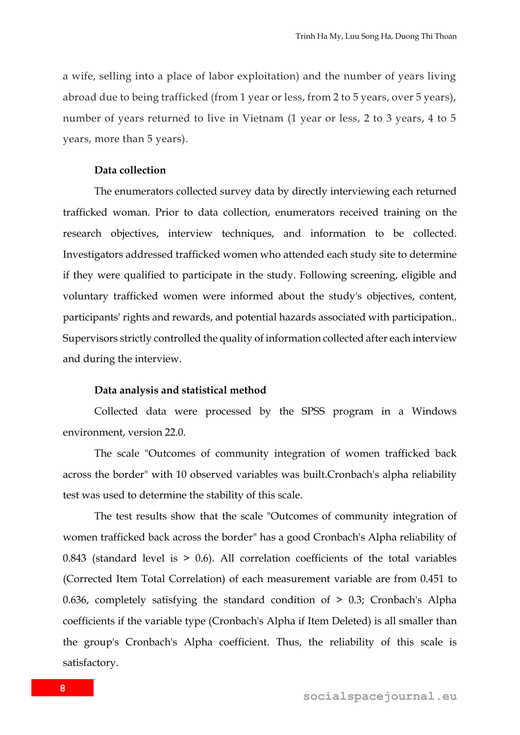a wife, selling into a place of labor exploitation) and the number of years living abroad due to being trafficked (from 1 year or less, from 2 to 5 years, over 5 years), number of years returned to live in Vietnam (1 year or less, 2 to 3 years, 4 to 5 years, more than 5 years).

### Data collection

The enumerators collected survey data by directly interviewing each returned trafficked woman. Prior to data collection, enumerators received training on the research objectives, interview techniques, and information to be collected. Investigators addressed trafficked women who attended each study site to determine if they were qualified to participate in the study. Following screening, eligible and voluntary trafficked women were informed about the study's objectives, content, participants' rights and rewards, and potential hazards associated with participation.. Supervisors strictly controlled the quality of information collected after each interview and during the interview.

### Data analysis and statistical method

Collected data were processed by the SPSS program in a Windows environment, version 22.0.

The scale "Outcomes of community integration of women trafficked back across the border" with 10 observed variables was built.Cronbach's alpha reliability test was used to determine the stability of this scale.

The test results show that the scale "Outcomes of community integration of women trafficked back across the border" has a good Cronbach's Alpha reliability of 0.843 (standard level is > 0.6). All correlation coefficients of the total variables (Corrected Item Total Correlation) of each measurement variable are from 0.451 to 0.636, completely satisfying the standard condition of > 0.3; Cronbach's Alpha coefficients if the variable type (Cronbach's Alpha if Item Deleted) is all smaller than the group's Cronbach's Alpha coefficient. Thus, the reliability of this scale is satisfactory.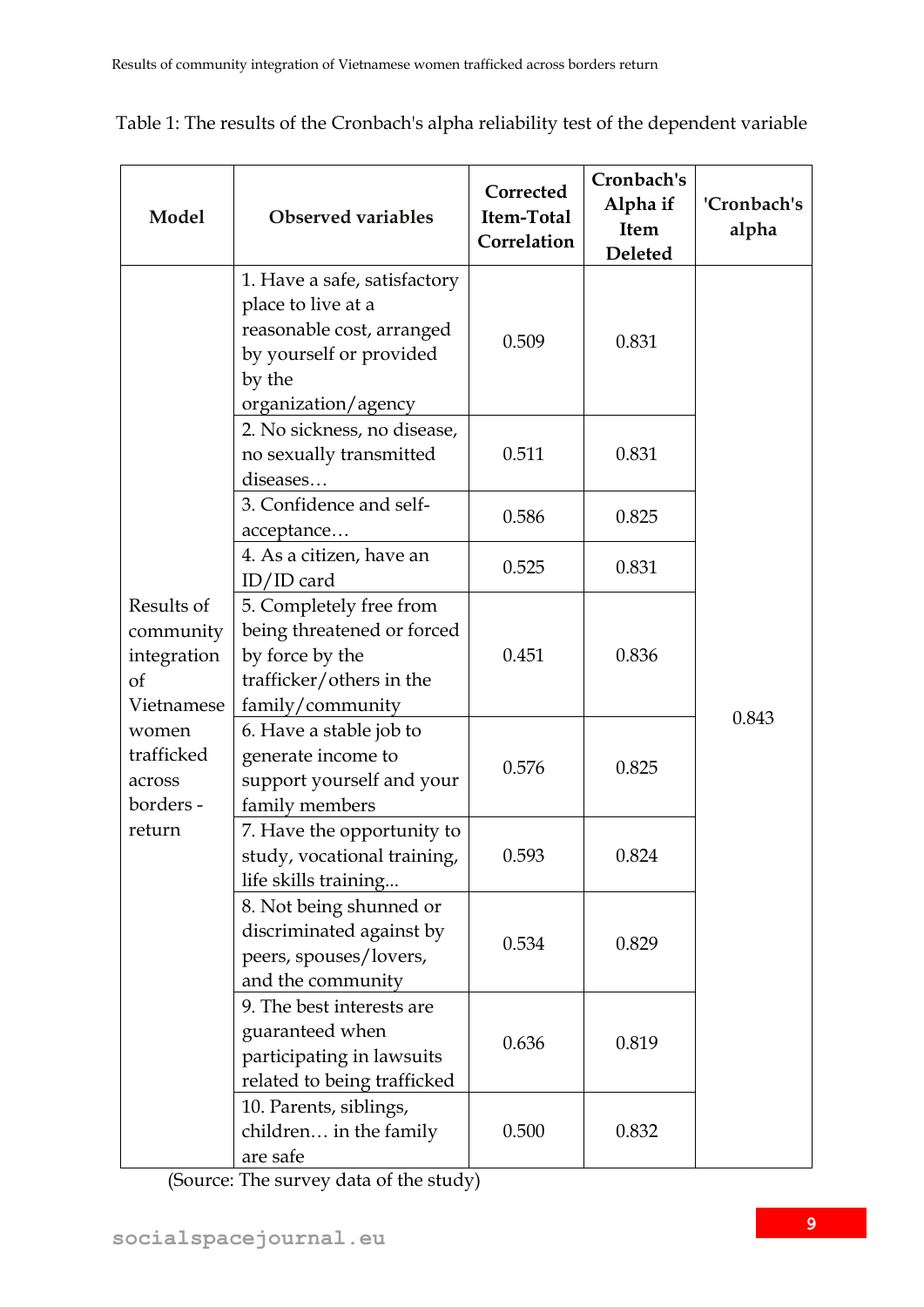Table 1: The results of the Cronbach's alpha reliability test of the dependent variable

| Model | Observed variables | Corrected Item-Total Correlation | Cronbach's Alpha if Item Deleted | 'Cronbach's alpha |
|---|---|---|---|---|
| Results of community integration of Vietnamese women trafficked across borders - return | 1. Have a safe, satisfactory place to live at a reasonable cost, arranged by yourself or provided by the organization/agency | 0.509 | 0.831 | 0.843 |
| | 2. No sickness, no disease, no sexually transmitted diseases… | 0.511 | 0.831 | |
| | 3. Confidence and self-acceptance… | 0.586 | 0.825 | |
| | 4. As a citizen, have an ID/ID card | 0.525 | 0.831 | |
| | 5. Completely free from being threatened or forced by force by the trafficker/others in the family/community | 0.451 | 0.836 | |
| | 6. Have a stable job to generate income to support yourself and your family members | 0.576 | 0.825 | |
| | 7. Have the opportunity to study, vocational training, life skills training... | 0.593 | 0.824 | |
| | 8. Not being shunned or discriminated against by peers, spouses/lovers, and the community | 0.534 | 0.829 | |
| | 9. The best interests are guaranteed when participating in lawsuits related to being trafficked | 0.636 | 0.819 | |
| | 10. Parents, siblings, children… in the family are safe | 0.500 | 0.832 | |

(Source: The survey data of the study)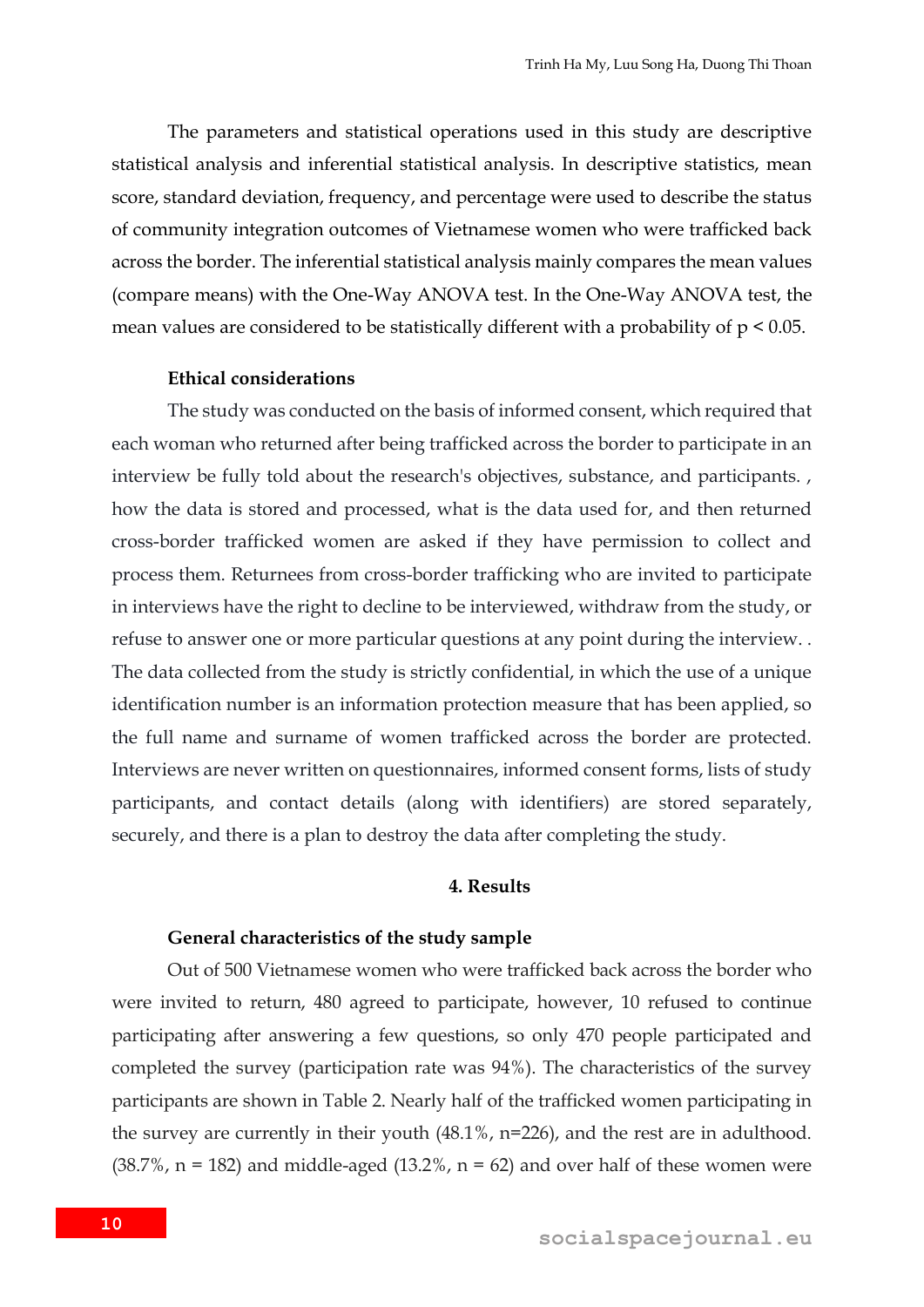The parameters and statistical operations used in this study are descriptive statistical analysis and inferential statistical analysis. In descriptive statistics, mean score, standard deviation, frequency, and percentage were used to describe the status of community integration outcomes of Vietnamese women who were trafficked back across the border. The inferential statistical analysis mainly compares the mean values (compare means) with the One-Way ANOVA test. In the One-Way ANOVA test, the mean values are considered to be statistically different with a probability of $p < 0.05$.

### Ethical considerations

The study was conducted on the basis of informed consent, which required that each woman who returned after being trafficked across the border to participate in an interview be fully told about the research's objectives, substance, and participants. , how the data is stored and processed, what is the data used for, and then returned cross-border trafficked women are asked if they have permission to collect and process them. Returnees from cross-border trafficking who are invited to participate in interviews have the right to decline to be interviewed, withdraw from the study, or refuse to answer one or more particular questions at any point during the interview. . The data collected from the study is strictly confidential, in which the use of a unique identification number is an information protection measure that has been applied, so the full name and surname of women trafficked across the border are protected. Interviews are never written on questionnaires, informed consent forms, lists of study participants, and contact details (along with identifiers) are stored separately, securely, and there is a plan to destroy the data after completing the study.

## 4. Results

### General characteristics of the study sample

Out of 500 Vietnamese women who were trafficked back across the border who were invited to return, 480 agreed to participate, however, 10 refused to continue participating after answering a few questions, so only 470 people participated and completed the survey (participation rate was 94%). The characteristics of the survey participants are shown in Table 2. Nearly half of the trafficked women participating in the survey are currently in their youth (48.1%, n=226), and the rest are in adulthood. (38.7%, n = 182) and middle-aged (13.2%, n = 62) and over half of these women were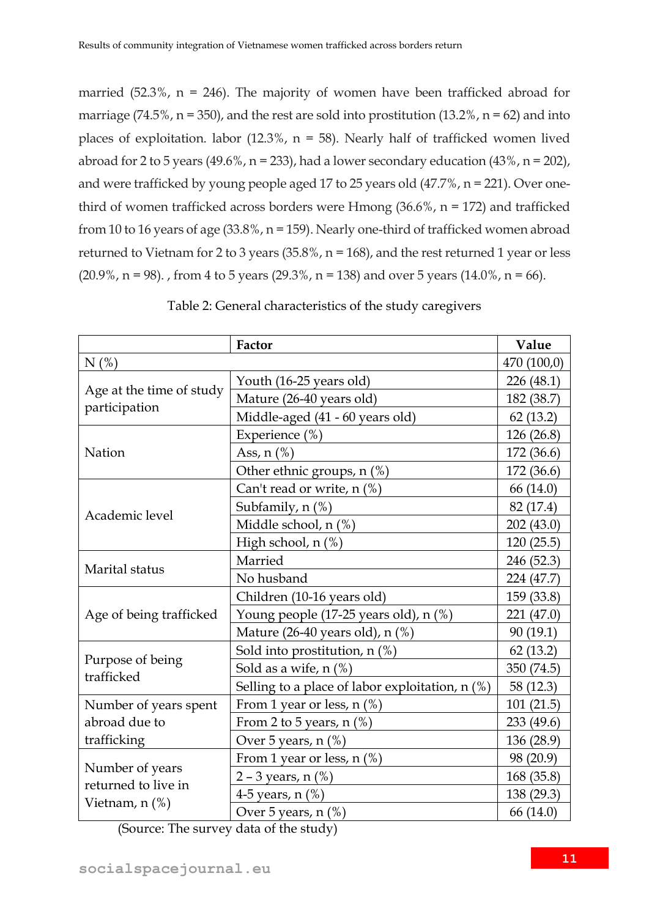married (52.3%, n = 246). The majority of women have been trafficked abroad for marriage (74.5%, n = 350), and the rest are sold into prostitution (13.2%, n = 62) and into places of exploitation. labor (12.3%, n = 58). Nearly half of trafficked women lived abroad for 2 to 5 years (49.6%, n = 233), had a lower secondary education (43%, n = 202), and were trafficked by young people aged 17 to 25 years old (47.7%, n = 221). Over one-third of women trafficked across borders were Hmong (36.6%, n = 172) and trafficked from 10 to 16 years of age (33.8%, n = 159). Nearly one-third of trafficked women abroad returned to Vietnam for 2 to 3 years (35.8%, n = 168), and the rest returned 1 year or less (20.9%, n = 98). , from 4 to 5 years (29.3%, n = 138) and over 5 years (14.0%, n = 66).

Table 2: General characteristics of the study caregivers

| | Factor | Value |
|---|---|---|
| N (%) | | 470 (100,0) |
| Age at the time of study participation | Youth (16-25 years old) | 226 (48.1) |
| | Mature (26-40 years old) | 182 (38.7) |
| | Middle-aged (41 - 60 years old) | 62 (13.2) |
| Nation | Experience (%) | 126 (26.8) |
| | Ass, n (%) | 172 (36.6) |
| | Other ethnic groups, n (%) | 172 (36.6) |
| Academic level | Can't read or write, n (%) | 66 (14.0) |
| | Subfamily, n (%) | 82 (17.4) |
| | Middle school, n (%) | 202 (43.0) |
| | High school, n (%) | 120 (25.5) |
| Marital status | Married | 246 (52.3) |
| | No husband | 224 (47.7) |
| Age of being trafficked | Children (10-16 years old) | 159 (33.8) |
| | Young people (17-25 years old), n (%) | 221 (47.0) |
| | Mature (26-40 years old), n (%) | 90 (19.1) |
| Purpose of being trafficked | Sold into prostitution, n (%) | 62 (13.2) |
| | Sold as a wife, n (%) | 350 (74.5) |
| | Selling to a place of labor exploitation, n (%) | 58 (12.3) |
| Number of years spent abroad due to trafficking | From 1 year or less, n (%) | 101 (21.5) |
| | From 2 to 5 years, n (%) | 233 (49.6) |
| | Over 5 years, n (%) | 136 (28.9) |
| Number of years returned to live in Vietnam, n (%) | From 1 year or less, n (%) | 98 (20.9) |
| | 2 – 3 years, n (%) | 168 (35.8) |
| | 4-5 years, n (%) | 138 (29.3) |
| | Over 5 years, n (%) | 66 (14.0) |

(Source: The survey data of the study)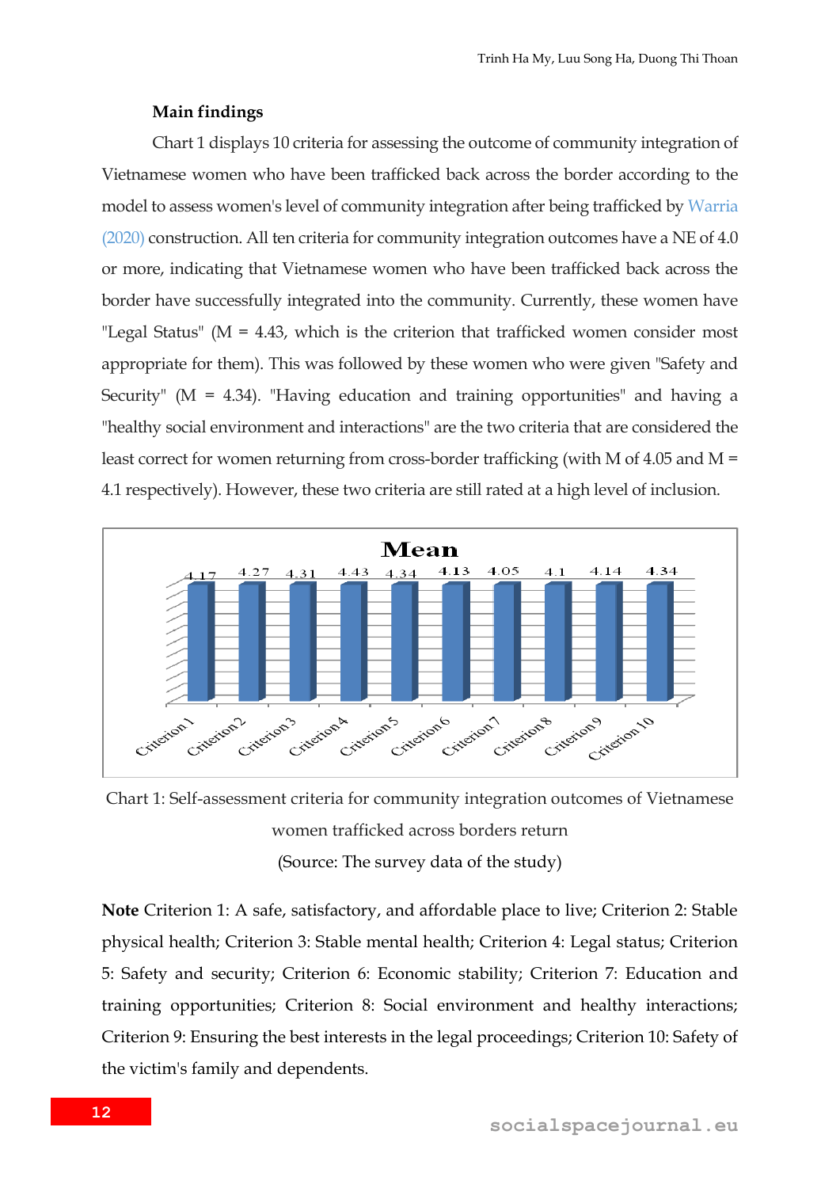**Main findings**

Chart 1 displays 10 criteria for assessing the outcome of community integration of Vietnamese women who have been trafficked back across the border according to the model to assess women's level of community integration after being trafficked by Warria (2020) construction. All ten criteria for community integration outcomes have a NE of 4.0 or more, indicating that Vietnamese women who have been trafficked back across the border have successfully integrated into the community. Currently, these women have "Legal Status" (M = 4.43, which is the criterion that trafficked women consider most appropriate for them). This was followed by these women who were given "Safety and Security" (M = 4.34). "Having education and training opportunities" and having a "healthy social environment and interactions" are the two criteria that are considered the least correct for women returning from cross-border trafficking (with M of 4.05 and M = 4.1 respectively). However, these two criteria are still rated at a high level of inclusion.

| | Criterion 1 | Criterion 2 | Criterion 3 | Criterion 4 | Criterion 5 | Criterion 6 | Criterion 7 | Criterion 8 | Criterion 9 | Criterion 10 |
|---|---|---|---|---|---|---|---|---|---|---|
| Mean | 4.17 | 4.27 | 4.31 | 4.43 | 4.34 | 4.13 | 4.05 | 4.1 | 4.14 | 4.34 |

Chart 1: Self-assessment criteria for community integration outcomes of Vietnamese women trafficked across borders return

(Source: The survey data of the study)

**Note** Criterion 1: A safe, satisfactory, and affordable place to live; Criterion 2: Stable physical health; Criterion 3: Stable mental health; Criterion 4: Legal status; Criterion 5: Safety and security; Criterion 6: Economic stability; Criterion 7: Education and training opportunities; Criterion 8: Social environment and healthy interactions; Criterion 9: Ensuring the best interests in the legal proceedings; Criterion 10: Safety of the victim's family and dependents.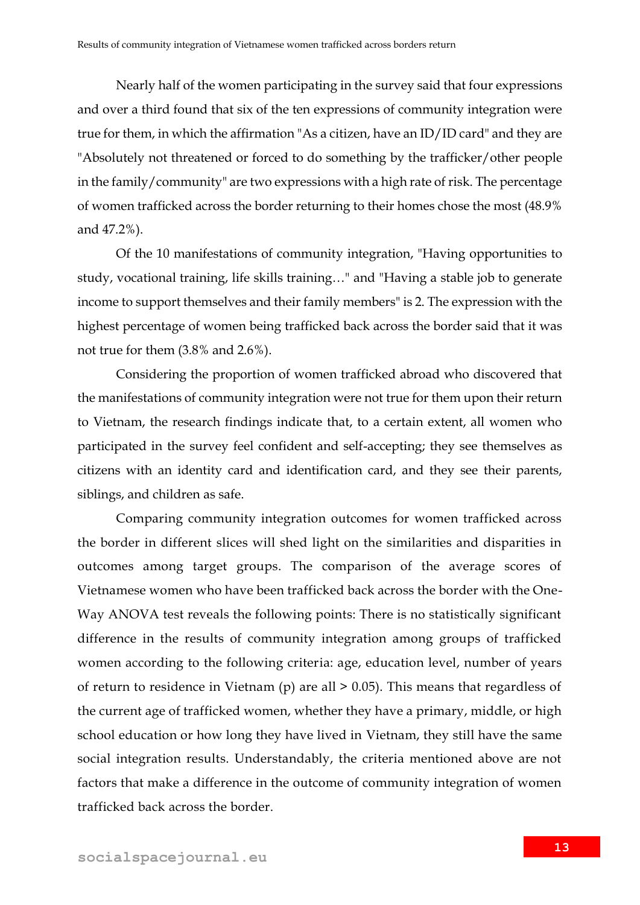Nearly half of the women participating in the survey said that four expressions and over a third found that six of the ten expressions of community integration were true for them, in which the affirmation "As a citizen, have an ID/ID card" and they are "Absolutely not threatened or forced to do something by the trafficker/other people in the family/community" are two expressions with a high rate of risk. The percentage of women trafficked across the border returning to their homes chose the most (48.9% and 47.2%).

Of the 10 manifestations of community integration, "Having opportunities to study, vocational training, life skills training…" and "Having a stable job to generate income to support themselves and their family members" is 2. The expression with the highest percentage of women being trafficked back across the border said that it was not true for them (3.8% and 2.6%).

Considering the proportion of women trafficked abroad who discovered that the manifestations of community integration were not true for them upon their return to Vietnam, the research findings indicate that, to a certain extent, all women who participated in the survey feel confident and self-accepting; they see themselves as citizens with an identity card and identification card, and they see their parents, siblings, and children as safe.

Comparing community integration outcomes for women trafficked across the border in different slices will shed light on the similarities and disparities in outcomes among target groups. The comparison of the average scores of Vietnamese women who have been trafficked back across the border with the One-Way ANOVA test reveals the following points: There is no statistically significant difference in the results of community integration among groups of trafficked women according to the following criteria: age, education level, number of years of return to residence in Vietnam (p) are all > 0.05). This means that regardless of the current age of trafficked women, whether they have a primary, middle, or high school education or how long they have lived in Vietnam, they still have the same social integration results. Understandably, the criteria mentioned above are not factors that make a difference in the outcome of community integration of women trafficked back across the border.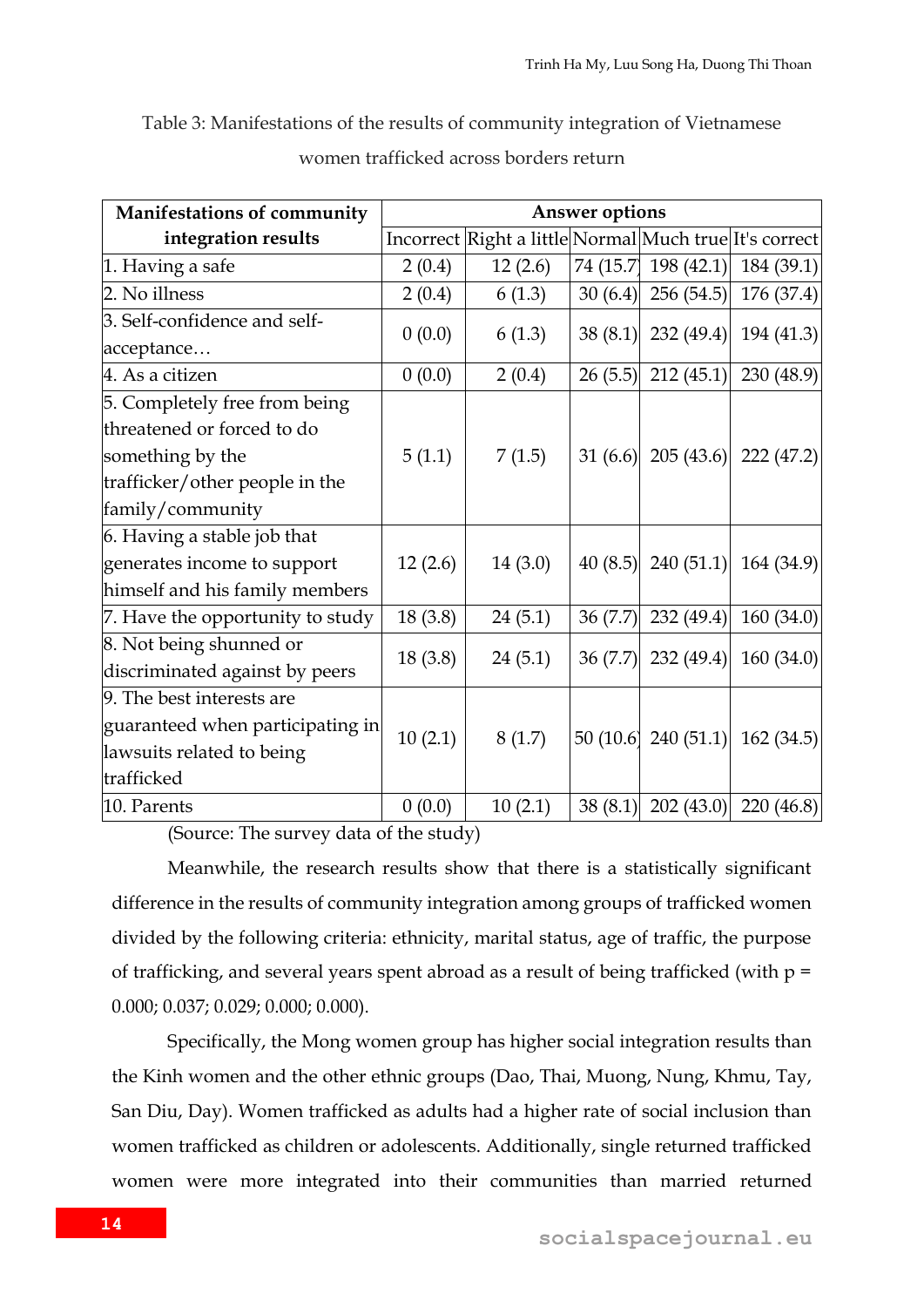Table 3: Manifestations of the results of community integration of Vietnamese women trafficked across borders return

| Manifestations of community integration results | Answer options | | | | |
|---|---|---|---|---|---|
| | Incorrect | Right a little | Normal | Much true | It's correct |
| 1. Having a safe | 2 (0.4) | 12 (2.6) | 74 (15.7) | 198 (42.1) | 184 (39.1) |
| 2. No illness | 2 (0.4) | 6 (1.3) | 30 (6.4) | 256 (54.5) | 176 (37.4) |
| 3. Self-confidence and self-acceptance… | 0 (0.0) | 6 (1.3) | 38 (8.1) | 232 (49.4) | 194 (41.3) |
| 4. As a citizen | 0 (0.0) | 2 (0.4) | 26 (5.5) | 212 (45.1) | 230 (48.9) |
| 5. Completely free from being threatened or forced to do something by the trafficker/other people in the family/community | 5 (1.1) | 7 (1.5) | 31 (6.6) | 205 (43.6) | 222 (47.2) |
| 6. Having a stable job that generates income to support himself and his family members | 12 (2.6) | 14 (3.0) | 40 (8.5) | 240 (51.1) | 164 (34.9) |
| 7. Have the opportunity to study | 18 (3.8) | 24 (5.1) | 36 (7.7) | 232 (49.4) | 160 (34.0) |
| 8. Not being shunned or discriminated against by peers | 18 (3.8) | 24 (5.1) | 36 (7.7) | 232 (49.4) | 160 (34.0) |
| 9. The best interests are guaranteed when participating in lawsuits related to being trafficked | 10 (2.1) | 8 (1.7) | 50 (10.6) | 240 (51.1) | 162 (34.5) |
| 10. Parents | 0 (0.0) | 10 (2.1) | 38 (8.1) | 202 (43.0) | 220 (46.8) |

(Source: The survey data of the study)

Meanwhile, the research results show that there is a statistically significant difference in the results of community integration among groups of trafficked women divided by the following criteria: ethnicity, marital status, age of traffic, the purpose of trafficking, and several years spent abroad as a result of being trafficked (with p = 0.000; 0.037; 0.029; 0.000; 0.000).

Specifically, the Mong women group has higher social integration results than the Kinh women and the other ethnic groups (Dao, Thai, Muong, Nung, Khmu, Tay, San Diu, Day). Women trafficked as adults had a higher rate of social inclusion than women trafficked as children or adolescents. Additionally, single returned trafficked women were more integrated into their communities than married returned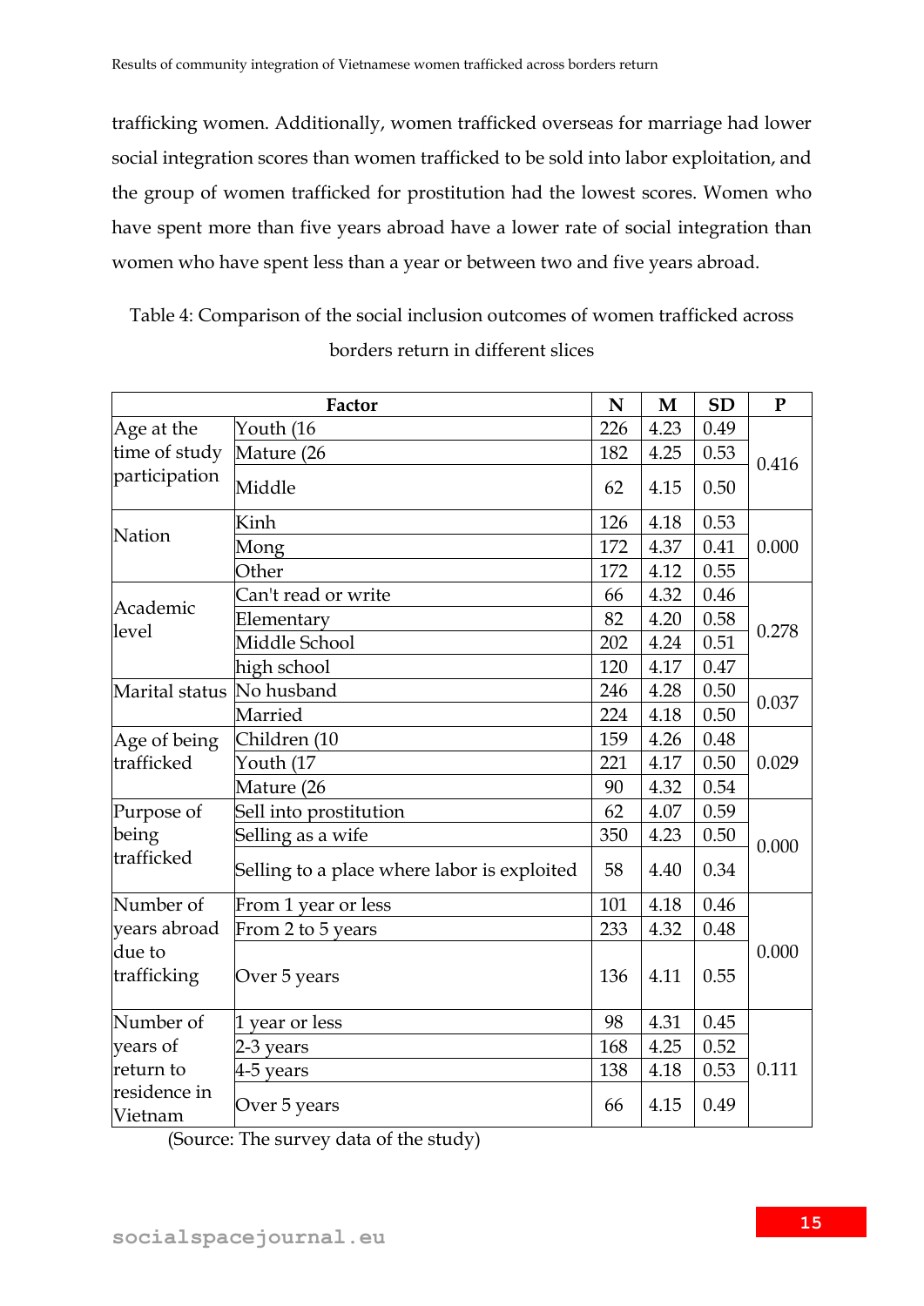trafficking women. Additionally, women trafficked overseas for marriage had lower social integration scores than women trafficked to be sold into labor exploitation, and the group of women trafficked for prostitution had the lowest scores. Women who have spent more than five years abroad have a lower rate of social integration than women who have spent less than a year or between two and five years abroad.

Table 4: Comparison of the social inclusion outcomes of women trafficked across borders return in different slices

| Factor | | N | M | SD | P |
|---|---|---|---|---|---|
| Age at the time of study participation | Youth (16 | 226 | 4.23 | 0.49 | 0.416 |
| | Mature (26 | 182 | 4.25 | 0.53 | |
| | Middle | 62 | 4.15 | 0.50 | |
| Nation | Kinh | 126 | 4.18 | 0.53 | 0.000 |
| | Mong | 172 | 4.37 | 0.41 | |
| | Other | 172 | 4.12 | 0.55 | |
| Academic level | Can't read or write | 66 | 4.32 | 0.46 | 0.278 |
| | Elementary | 82 | 4.20 | 0.58 | |
| | Middle School | 202 | 4.24 | 0.51 | |
| | high school | 120 | 4.17 | 0.47 | |
| Marital status | No husband | 246 | 4.28 | 0.50 | 0.037 |
| | Married | 224 | 4.18 | 0.50 | |
| Age of being trafficked | Children (10 | 159 | 4.26 | 0.48 | 0.029 |
| | Youth (17 | 221 | 4.17 | 0.50 | |
| | Mature (26 | 90 | 4.32 | 0.54 | |
| Purpose of being trafficked | Sell into prostitution | 62 | 4.07 | 0.59 | 0.000 |
| | Selling as a wife | 350 | 4.23 | 0.50 | |
| | Selling to a place where labor is exploited | 58 | 4.40 | 0.34 | |
| Number of years abroad due to trafficking | From 1 year or less | 101 | 4.18 | 0.46 | 0.000 |
| | From 2 to 5 years | 233 | 4.32 | 0.48 | |
| | Over 5 years | 136 | 4.11 | 0.55 | |
| Number of years of return to residence in Vietnam | 1 year or less | 98 | 4.31 | 0.45 | 0.111 |
| | 2-3 years | 168 | 4.25 | 0.52 | |
| | 4-5 years | 138 | 4.18 | 0.53 | |
| | Over 5 years | 66 | 4.15 | 0.49 | |

(Source: The survey data of the study)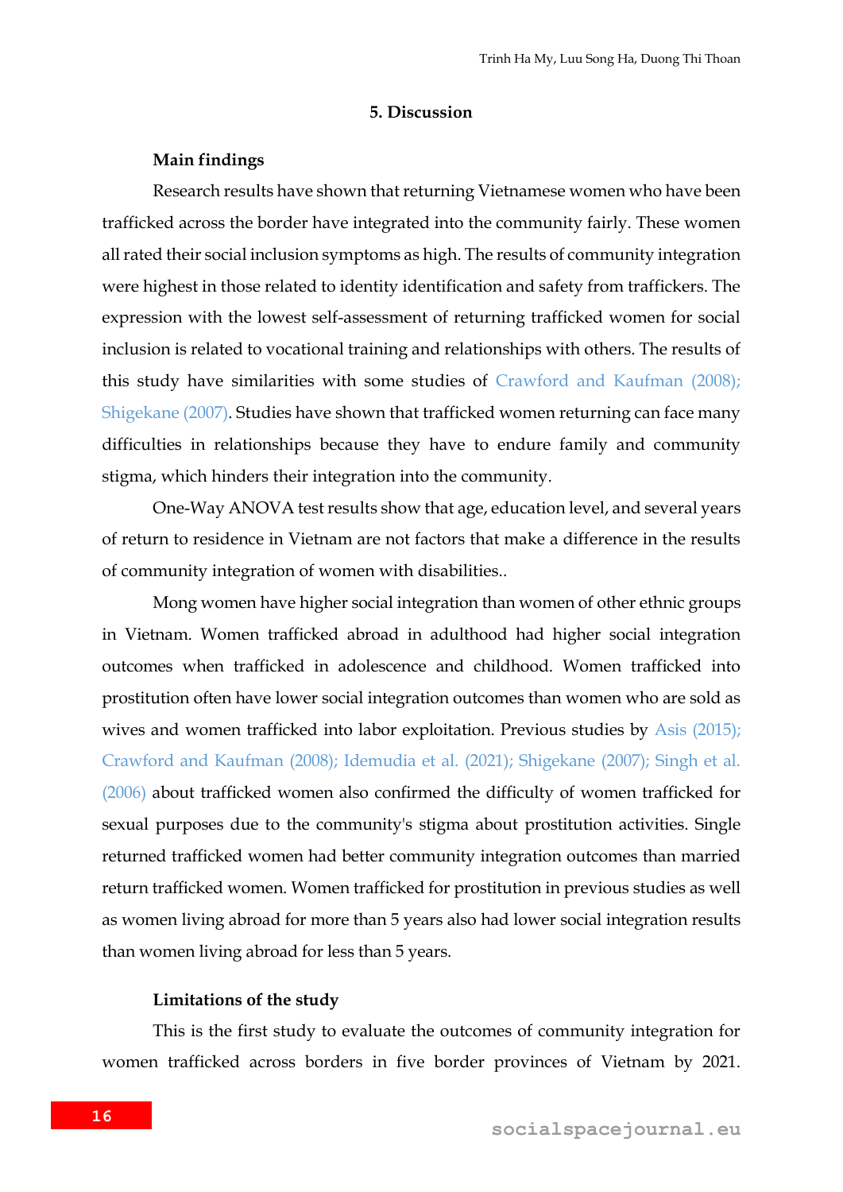## 5. Discussion

### Main findings

Research results have shown that returning Vietnamese women who have been trafficked across the border have integrated into the community fairly. These women all rated their social inclusion symptoms as high. The results of community integration were highest in those related to identity identification and safety from traffickers. The expression with the lowest self-assessment of returning trafficked women for social inclusion is related to vocational training and relationships with others. The results of this study have similarities with some studies of Crawford and Kaufman (2008); Shigekane (2007). Studies have shown that trafficked women returning can face many difficulties in relationships because they have to endure family and community stigma, which hinders their integration into the community.

One-Way ANOVA test results show that age, education level, and several years of return to residence in Vietnam are not factors that make a difference in the results of community integration of women with disabilities..

Mong women have higher social integration than women of other ethnic groups in Vietnam. Women trafficked abroad in adulthood had higher social integration outcomes when trafficked in adolescence and childhood. Women trafficked into prostitution often have lower social integration outcomes than women who are sold as wives and women trafficked into labor exploitation. Previous studies by Asis (2015); Crawford and Kaufman (2008); Idemudia et al. (2021); Shigekane (2007); Singh et al. (2006) about trafficked women also confirmed the difficulty of women trafficked for sexual purposes due to the community's stigma about prostitution activities. Single returned trafficked women had better community integration outcomes than married return trafficked women. Women trafficked for prostitution in previous studies as well as women living abroad for more than 5 years also had lower social integration results than women living abroad for less than 5 years.

### Limitations of the study

This is the first study to evaluate the outcomes of community integration for women trafficked across borders in five border provinces of Vietnam by 2021.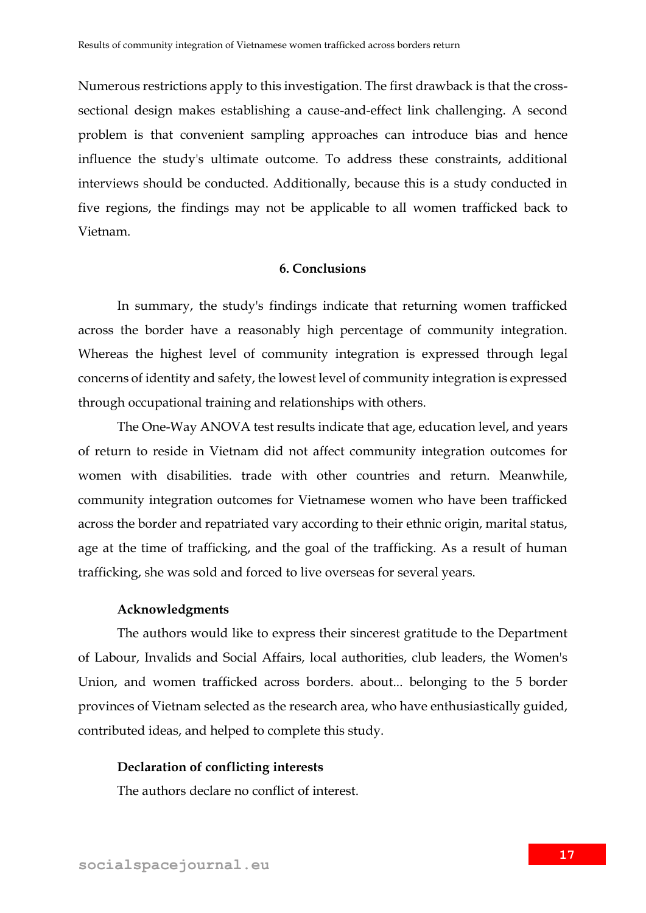Numerous restrictions apply to this investigation. The first drawback is that the cross-sectional design makes establishing a cause-and-effect link challenging. A second problem is that convenient sampling approaches can introduce bias and hence influence the study's ultimate outcome. To address these constraints, additional interviews should be conducted. Additionally, because this is a study conducted in five regions, the findings may not be applicable to all women trafficked back to Vietnam.

## 6. Conclusions

In summary, the study's findings indicate that returning women trafficked across the border have a reasonably high percentage of community integration. Whereas the highest level of community integration is expressed through legal concerns of identity and safety, the lowest level of community integration is expressed through occupational training and relationships with others.

The One-Way ANOVA test results indicate that age, education level, and years of return to reside in Vietnam did not affect community integration outcomes for women with disabilities. trade with other countries and return. Meanwhile, community integration outcomes for Vietnamese women who have been trafficked across the border and repatriated vary according to their ethnic origin, marital status, age at the time of trafficking, and the goal of the trafficking. As a result of human trafficking, she was sold and forced to live overseas for several years.

### Acknowledgments

The authors would like to express their sincerest gratitude to the Department of Labour, Invalids and Social Affairs, local authorities, club leaders, the Women's Union, and women trafficked across borders. about... belonging to the 5 border provinces of Vietnam selected as the research area, who have enthusiastically guided, contributed ideas, and helped to complete this study.

### Declaration of conflicting interests

The authors declare no conflict of interest.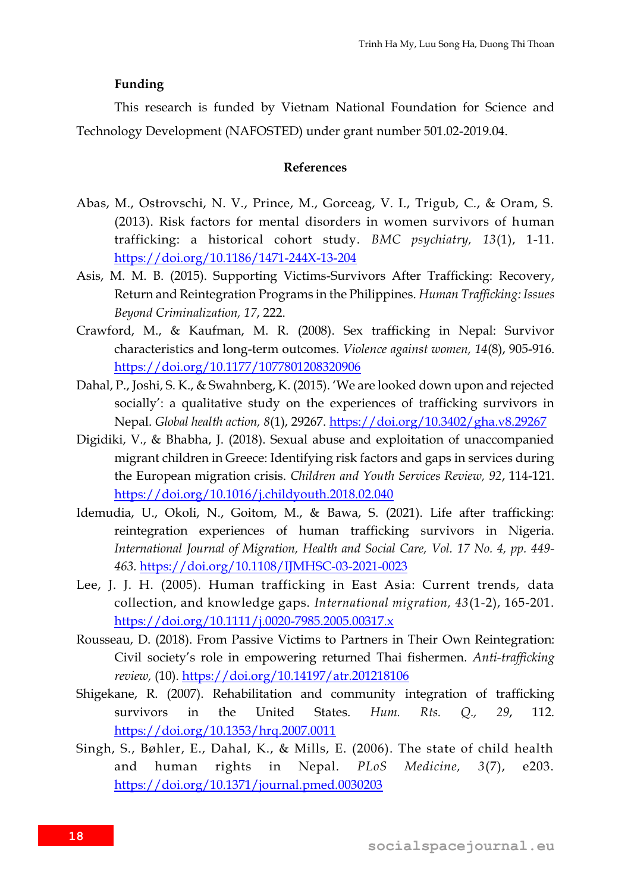## Funding

This research is funded by Vietnam National Foundation for Science and Technology Development (NAFOSTED) under grant number 501.02-2019.04.

## References

Abas, M., Ostrovschi, N. V., Prince, M., Gorceag, V. I., Trigub, C., & Oram, S. (2013). Risk factors for mental disorders in women survivors of human trafficking: a historical cohort study. *BMC psychiatry, 13*(1), 1-11. https://doi.org/10.1186/1471-244X-13-204

Asis, M. M. B. (2015). Supporting Victims-Survivors After Trafficking: Recovery, Return and Reintegration Programs in the Philippines. *Human Trafficking: Issues Beyond Criminalization, 17*, 222.

Crawford, M., & Kaufman, M. R. (2008). Sex trafficking in Nepal: Survivor characteristics and long-term outcomes. *Violence against women, 14*(8), 905-916. https://doi.org/10.1177/1077801208320906

Dahal, P., Joshi, S. K., & Swahnberg, K. (2015). 'We are looked down upon and rejected socially': a qualitative study on the experiences of trafficking survivors in Nepal. *Global health action, 8*(1), 29267. https://doi.org/10.3402/gha.v8.29267

Digidiki, V., & Bhabha, J. (2018). Sexual abuse and exploitation of unaccompanied migrant children in Greece: Identifying risk factors and gaps in services during the European migration crisis. *Children and Youth Services Review, 92*, 114-121. https://doi.org/10.1016/j.childyouth.2018.02.040

Idemudia, U., Okoli, N., Goitom, M., & Bawa, S. (2021). Life after trafficking: reintegration experiences of human trafficking survivors in Nigeria. *International Journal of Migration, Health and Social Care, Vol. 17 No. 4, pp. 449-463.* https://doi.org/10.1108/IJMHSC-03-2021-0023

Lee, J. J. H. (2005). Human trafficking in East Asia: Current trends, data collection, and knowledge gaps. *International migration, 43*(1-2), 165-201. https://doi.org/10.1111/j.0020-7985.2005.00317.x

Rousseau, D. (2018). From Passive Victims to Partners in Their Own Reintegration: Civil society's role in empowering returned Thai fishermen. *Anti-trafficking review,* (10). https://doi.org/10.14197/atr.201218106

Shigekane, R. (2007). Rehabilitation and community integration of trafficking survivors in the United States. *Hum. Rts. Q., 29*, 112. https://doi.org/10.1353/hrq.2007.0011

Singh, S., Bøhler, E., Dahal, K., & Mills, E. (2006). The state of child health and human rights in Nepal. *PLoS Medicine, 3*(7), e203. https://doi.org/10.1371/journal.pmed.0030203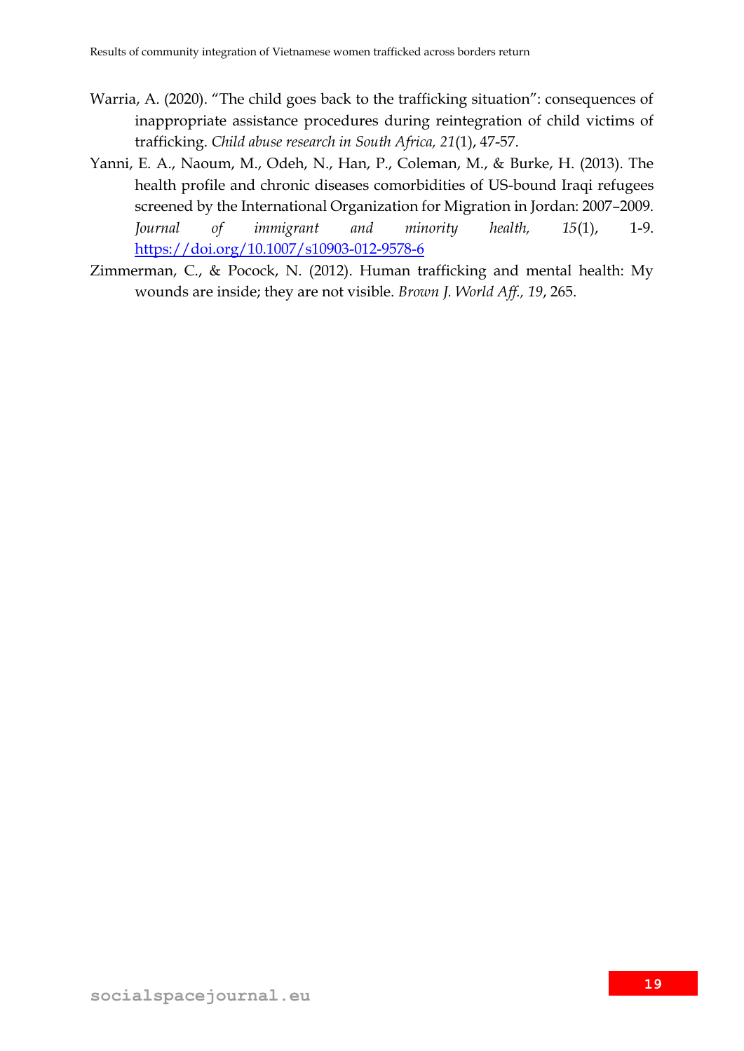Warria, A. (2020). "The child goes back to the trafficking situation": consequences of inappropriate assistance procedures during reintegration of child victims of trafficking. *Child abuse research in South Africa, 21*(1), 47-57.

Yanni, E. A., Naoum, M., Odeh, N., Han, P., Coleman, M., & Burke, H. (2013). The health profile and chronic diseases comorbidities of US-bound Iraqi refugees screened by the International Organization for Migration in Jordan: 2007–2009. *Journal of immigrant and minority health, 15*(1), 1-9. https://doi.org/10.1007/s10903-012-9578-6

Zimmerman, C., & Pocock, N. (2012). Human trafficking and mental health: My wounds are inside; they are not visible. *Brown J. World Aff., 19*, 265.